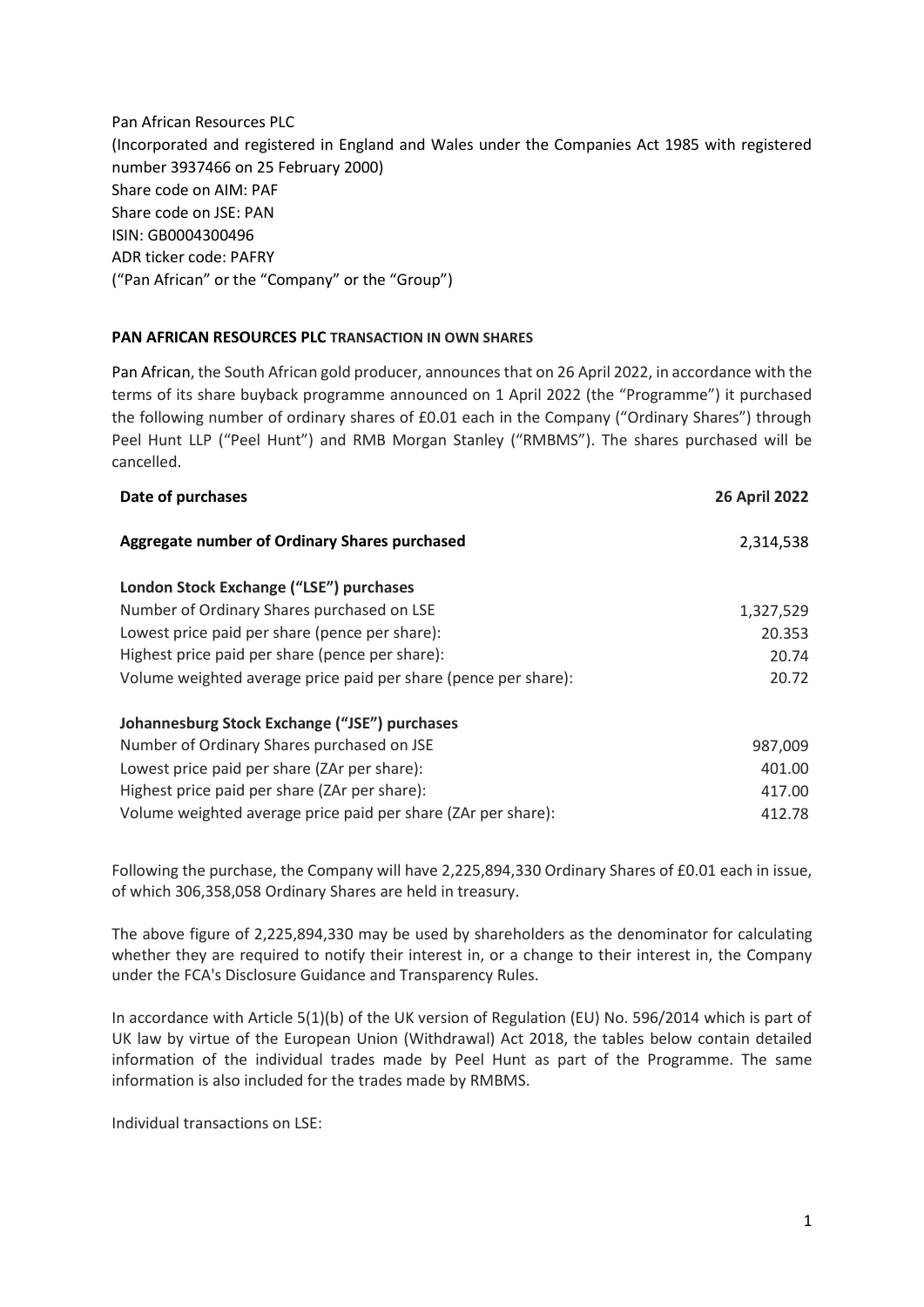Pan African Resources PLC
(Incorporated and registered in England and Wales under the Companies Act 1985 with registered number 3937466 on 25 February 2000)
Share code on AIM: PAF
Share code on JSE: PAN
ISIN: GB0004300496
ADR ticker code: PAFRY
("Pan African" or the "Company" or the "Group")

**PAN AFRICAN RESOURCES PLC TRANSACTION IN OWN SHARES**

Pan African, the South African gold producer, announces that on 26 April 2022, in accordance with the terms of its share buyback programme announced on 1 April 2022 (the "Programme") it purchased the following number of ordinary shares of £0.01 each in the Company ("Ordinary Shares") through Peel Hunt LLP ("Peel Hunt") and RMB Morgan Stanley ("RMBMS"). The shares purchased will be cancelled.

| **Date of purchases** | **26 April 2022** |
|---|---|
| **Aggregate number of Ordinary Shares purchased** | 2,314,538 |
| **London Stock Exchange ("LSE") purchases** | |
| Number of Ordinary Shares purchased on LSE | 1,327,529 |
| Lowest price paid per share (pence per share): | 20.353 |
| Highest price paid per share (pence per share): | 20.74 |
| Volume weighted average price paid per share (pence per share): | 20.72 |
| **Johannesburg Stock Exchange ("JSE") purchases** | |
| Number of Ordinary Shares purchased on JSE | 987,009 |
| Lowest price paid per share (ZAr per share): | 401.00 |
| Highest price paid per share (ZAr per share): | 417.00 |
| Volume weighted average price paid per share (ZAr per share): | 412.78 |

Following the purchase, the Company will have 2,225,894,330 Ordinary Shares of £0.01 each in issue, of which 306,358,058 Ordinary Shares are held in treasury.

The above figure of 2,225,894,330 may be used by shareholders as the denominator for calculating whether they are required to notify their interest in, or a change to their interest in, the Company under the FCA's Disclosure Guidance and Transparency Rules.

In accordance with Article 5(1)(b) of the UK version of Regulation (EU) No. 596/2014 which is part of UK law by virtue of the European Union (Withdrawal) Act 2018, the tables below contain detailed information of the individual trades made by Peel Hunt as part of the Programme. The same information is also included for the trades made by RMBMS.

Individual transactions on LSE: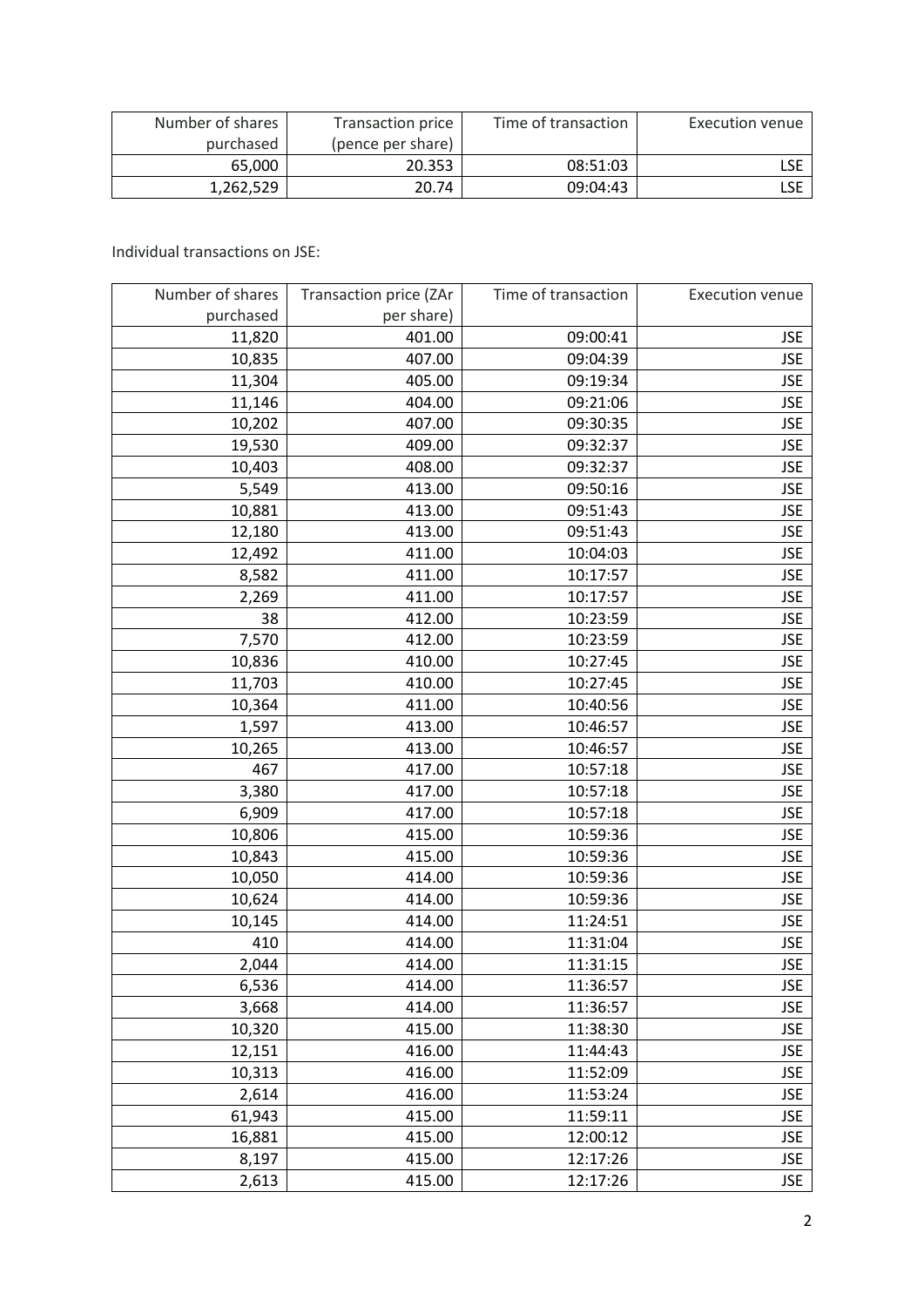| Number of shares purchased | Transaction price (pence per share) | Time of transaction | Execution venue |
|---|---|---|---|
| 65,000 | 20.353 | 08:51:03 | LSE |
| 1,262,529 | 20.74 | 09:04:43 | LSE |

Individual transactions on JSE:

| Number of shares purchased | Transaction price (ZAr per share) | Time of transaction | Execution venue |
|---|---|---|---|
| 11,820 | 401.00 | 09:00:41 | JSE |
| 10,835 | 407.00 | 09:04:39 | JSE |
| 11,304 | 405.00 | 09:19:34 | JSE |
| 11,146 | 404.00 | 09:21:06 | JSE |
| 10,202 | 407.00 | 09:30:35 | JSE |
| 19,530 | 409.00 | 09:32:37 | JSE |
| 10,403 | 408.00 | 09:32:37 | JSE |
| 5,549 | 413.00 | 09:50:16 | JSE |
| 10,881 | 413.00 | 09:51:43 | JSE |
| 12,180 | 413.00 | 09:51:43 | JSE |
| 12,492 | 411.00 | 10:04:03 | JSE |
| 8,582 | 411.00 | 10:17:57 | JSE |
| 2,269 | 411.00 | 10:17:57 | JSE |
| 38 | 412.00 | 10:23:59 | JSE |
| 7,570 | 412.00 | 10:23:59 | JSE |
| 10,836 | 410.00 | 10:27:45 | JSE |
| 11,703 | 410.00 | 10:27:45 | JSE |
| 10,364 | 411.00 | 10:40:56 | JSE |
| 1,597 | 413.00 | 10:46:57 | JSE |
| 10,265 | 413.00 | 10:46:57 | JSE |
| 467 | 417.00 | 10:57:18 | JSE |
| 3,380 | 417.00 | 10:57:18 | JSE |
| 6,909 | 417.00 | 10:57:18 | JSE |
| 10,806 | 415.00 | 10:59:36 | JSE |
| 10,843 | 415.00 | 10:59:36 | JSE |
| 10,050 | 414.00 | 10:59:36 | JSE |
| 10,624 | 414.00 | 10:59:36 | JSE |
| 10,145 | 414.00 | 11:24:51 | JSE |
| 410 | 414.00 | 11:31:04 | JSE |
| 2,044 | 414.00 | 11:31:15 | JSE |
| 6,536 | 414.00 | 11:36:57 | JSE |
| 3,668 | 414.00 | 11:36:57 | JSE |
| 10,320 | 415.00 | 11:38:30 | JSE |
| 12,151 | 416.00 | 11:44:43 | JSE |
| 10,313 | 416.00 | 11:52:09 | JSE |
| 2,614 | 416.00 | 11:53:24 | JSE |
| 61,943 | 415.00 | 11:59:11 | JSE |
| 16,881 | 415.00 | 12:00:12 | JSE |
| 8,197 | 415.00 | 12:17:26 | JSE |
| 2,613 | 415.00 | 12:17:26 | JSE |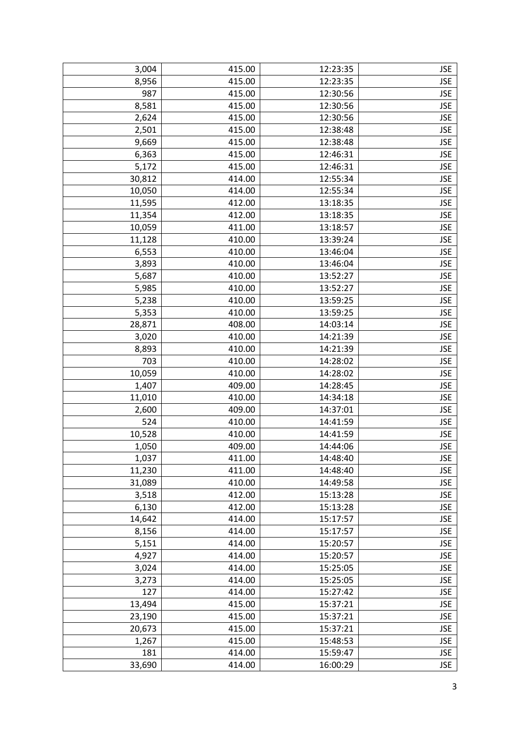| | | | |
|---|---|---|---|
| 3,004 | 415.00 | 12:23:35 | JSE |
| 8,956 | 415.00 | 12:23:35 | JSE |
| 987 | 415.00 | 12:30:56 | JSE |
| 8,581 | 415.00 | 12:30:56 | JSE |
| 2,624 | 415.00 | 12:30:56 | JSE |
| 2,501 | 415.00 | 12:38:48 | JSE |
| 9,669 | 415.00 | 12:38:48 | JSE |
| 6,363 | 415.00 | 12:46:31 | JSE |
| 5,172 | 415.00 | 12:46:31 | JSE |
| 30,812 | 414.00 | 12:55:34 | JSE |
| 10,050 | 414.00 | 12:55:34 | JSE |
| 11,595 | 412.00 | 13:18:35 | JSE |
| 11,354 | 412.00 | 13:18:35 | JSE |
| 10,059 | 411.00 | 13:18:57 | JSE |
| 11,128 | 410.00 | 13:39:24 | JSE |
| 6,553 | 410.00 | 13:46:04 | JSE |
| 3,893 | 410.00 | 13:46:04 | JSE |
| 5,687 | 410.00 | 13:52:27 | JSE |
| 5,985 | 410.00 | 13:52:27 | JSE |
| 5,238 | 410.00 | 13:59:25 | JSE |
| 5,353 | 410.00 | 13:59:25 | JSE |
| 28,871 | 408.00 | 14:03:14 | JSE |
| 3,020 | 410.00 | 14:21:39 | JSE |
| 8,893 | 410.00 | 14:21:39 | JSE |
| 703 | 410.00 | 14:28:02 | JSE |
| 10,059 | 410.00 | 14:28:02 | JSE |
| 1,407 | 409.00 | 14:28:45 | JSE |
| 11,010 | 410.00 | 14:34:18 | JSE |
| 2,600 | 409.00 | 14:37:01 | JSE |
| 524 | 410.00 | 14:41:59 | JSE |
| 10,528 | 410.00 | 14:41:59 | JSE |
| 1,050 | 409.00 | 14:44:06 | JSE |
| 1,037 | 411.00 | 14:48:40 | JSE |
| 11,230 | 411.00 | 14:48:40 | JSE |
| 31,089 | 410.00 | 14:49:58 | JSE |
| 3,518 | 412.00 | 15:13:28 | JSE |
| 6,130 | 412.00 | 15:13:28 | JSE |
| 14,642 | 414.00 | 15:17:57 | JSE |
| 8,156 | 414.00 | 15:17:57 | JSE |
| 5,151 | 414.00 | 15:20:57 | JSE |
| 4,927 | 414.00 | 15:20:57 | JSE |
| 3,024 | 414.00 | 15:25:05 | JSE |
| 3,273 | 414.00 | 15:25:05 | JSE |
| 127 | 414.00 | 15:27:42 | JSE |
| 13,494 | 415.00 | 15:37:21 | JSE |
| 23,190 | 415.00 | 15:37:21 | JSE |
| 20,673 | 415.00 | 15:37:21 | JSE |
| 1,267 | 415.00 | 15:48:53 | JSE |
| 181 | 414.00 | 15:59:47 | JSE |
| 33,690 | 414.00 | 16:00:29 | JSE |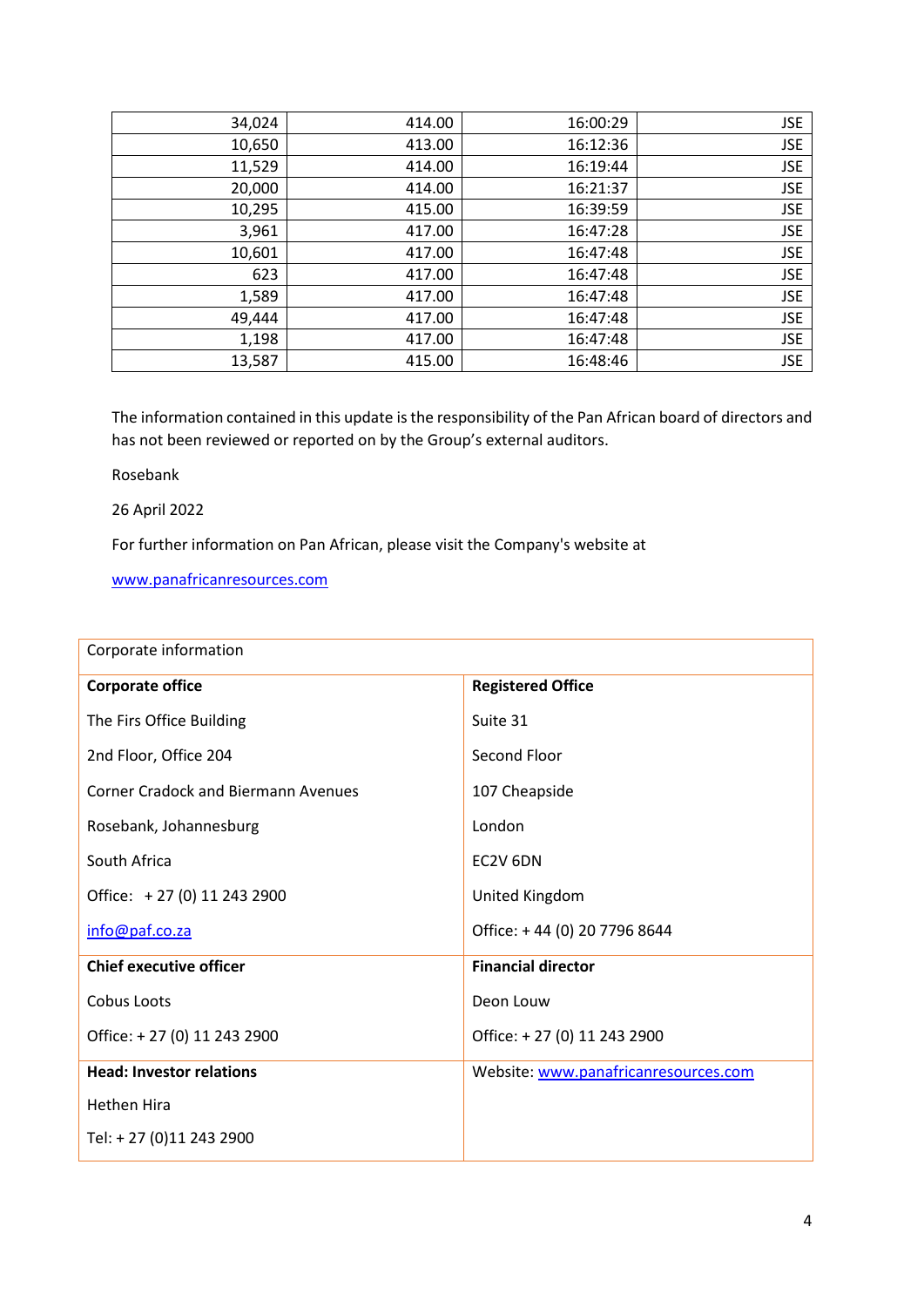| | | | |
|---|---|---|---|
| 34,024 | 414.00 | 16:00:29 | JSE |
| 10,650 | 413.00 | 16:12:36 | JSE |
| 11,529 | 414.00 | 16:19:44 | JSE |
| 20,000 | 414.00 | 16:21:37 | JSE |
| 10,295 | 415.00 | 16:39:59 | JSE |
| 3,961 | 417.00 | 16:47:28 | JSE |
| 10,601 | 417.00 | 16:47:48 | JSE |
| 623 | 417.00 | 16:47:48 | JSE |
| 1,589 | 417.00 | 16:47:48 | JSE |
| 49,444 | 417.00 | 16:47:48 | JSE |
| 1,198 | 417.00 | 16:47:48 | JSE |
| 13,587 | 415.00 | 16:48:46 | JSE |

The information contained in this update is the responsibility of the Pan African board of directors and has not been reviewed or reported on by the Group's external auditors.

Rosebank

26 April 2022

For further information on Pan African, please visit the Company's website at

www.panafricanresources.com

| Corporate information | |
|---|---|
| **Corporate office**<br>The Firs Office Building<br>2nd Floor, Office 204<br>Corner Cradock and Biermann Avenues<br>Rosebank, Johannesburg<br>South Africa<br>Office: + 27 (0) 11 243 2900<br>info@paf.co.za | **Registered Office**<br>Suite 31<br>Second Floor<br>107 Cheapside<br>London<br>EC2V 6DN<br>United Kingdom<br>Office: + 44 (0) 20 7796 8644 |
| **Chief executive officer**<br>Cobus Loots<br>Office: + 27 (0) 11 243 2900 | **Financial director**<br>Deon Louw<br>Office: + 27 (0) 11 243 2900 |
| **Head: Investor relations**<br>Hethen Hira<br>Tel: + 27 (0)11 243 2900 | Website: www.panafricanresources.com |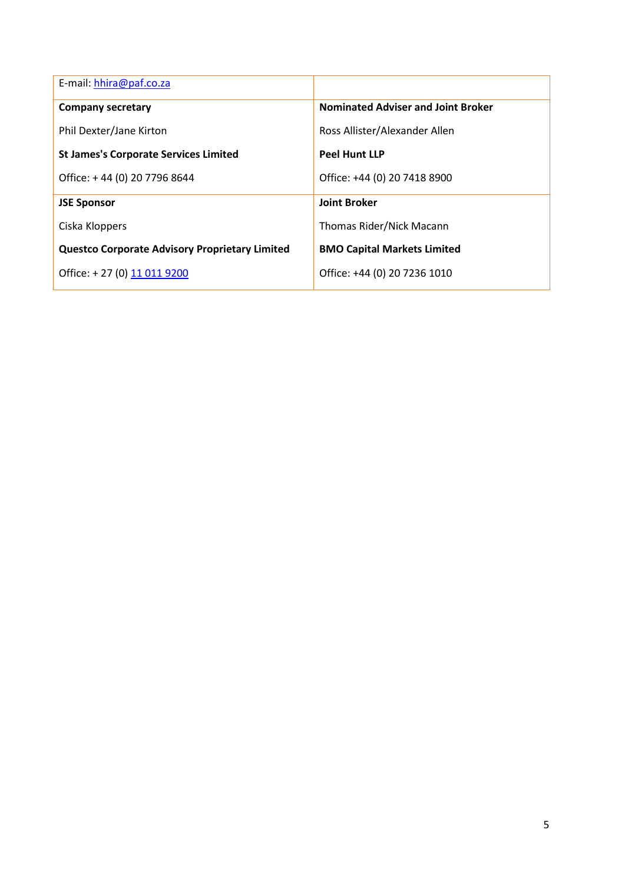| | |
|---|---|
| E-mail: hhira@paf.co.za | |
| **Company secretary**<br><br>Phil Dexter/Jane Kirton<br><br>**St James's Corporate Services Limited**<br><br>Office: + 44 (0) 20 7796 8644 | **Nominated Adviser and Joint Broker**<br><br>Ross Allister/Alexander Allen<br><br>**Peel Hunt LLP**<br><br>Office: +44 (0) 20 7418 8900 |
| **JSE Sponsor**<br><br>Ciska Kloppers<br><br>**Questco Corporate Advisory Proprietary Limited**<br><br>Office: + 27 (0) 11 011 9200 | **Joint Broker**<br><br>Thomas Rider/Nick Macann<br><br>**BMO Capital Markets Limited**<br><br>Office: +44 (0) 20 7236 1010 |